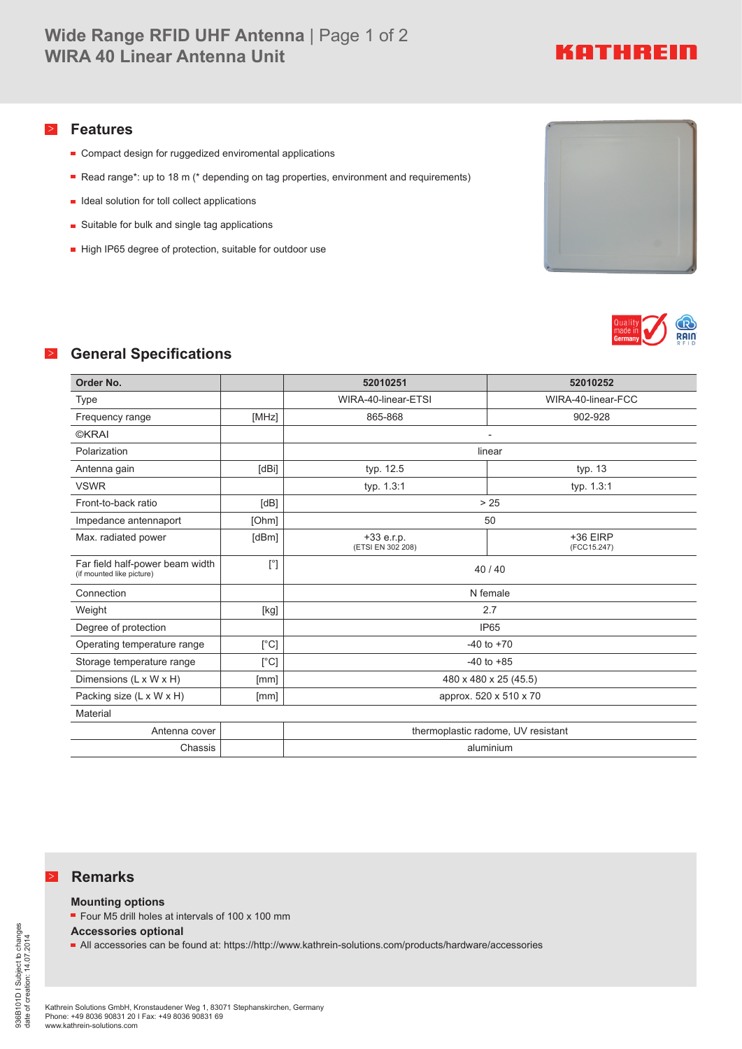# Wide Range RFID UHF Antenna
## WIRA 40 Linear Antenna Unit

## Features

- Compact design for ruggedized enviromental applications
- Read range*: up to 18 m (* depending on tag properties, environment and requirements)
- Ideal solution for toll collect applications
- Suitable for bulk and single tag applications
- High IP65 degree of protection, suitable for outdoor use

## General Specifications

| Order No. | | 52010251 | 52010252 |
|---|---|---|---|
| Type | | WIRA-40-linear-ETSI | WIRA-40-linear-FCC |
| Frequency range | [MHz] | 865-868 | 902-928 |
| ©KRAI | | - | |
| Polarization | | linear | |
| Antenna gain | [dBi] | typ. 12.5 | typ. 13 |
| VSWR | | typ. 1.3:1 | typ. 1.3:1 |
| Front-to-back ratio | [dB] | > 25 | |
| Impedance antennaport | [Ohm] | 50 | |
| Max. radiated power | [dBm] | +33 e.r.p. (ETSI EN 302 208) | +36 EIRP (FCC15.247) |
| Far field half-power beam width (if mounted like picture) | [°] | 40 / 40 | |
| Connection | | N female | |
| Weight | [kg] | 2.7 | |
| Degree of protection | | IP65 | |
| Operating temperature range | [°C] | -40 to +70 | |
| Storage temperature range | [°C] | -40 to +85 | |
| Dimensions (L x W x H) | [mm] | 480 x 480 x 25 (45.5) | |
| Packing size (L x W x H) | [mm] | approx. 520 x 510 x 70 | |
| Material | | | |
| Antenna cover | | thermoplastic radome, UV resistant | |
| Chassis | | aluminium | |

## Remarks

**Mounting options**

- Four M5 drill holes at intervals of 100 x 100 mm

**Accessories optional**

- All accessories can be found at: https://http://www.kathrein-solutions.com/products/hardware/accessories

936B101D I Subject to changes
date of creation: 14.07.2014

Kathrein Solutions GmbH, Kronstaudener Weg 1, 83071 Stephanskirchen, Germany
Phone: +49 8036 90831 20 I Fax: +49 8036 90831 69
www.kathrein-solutions.com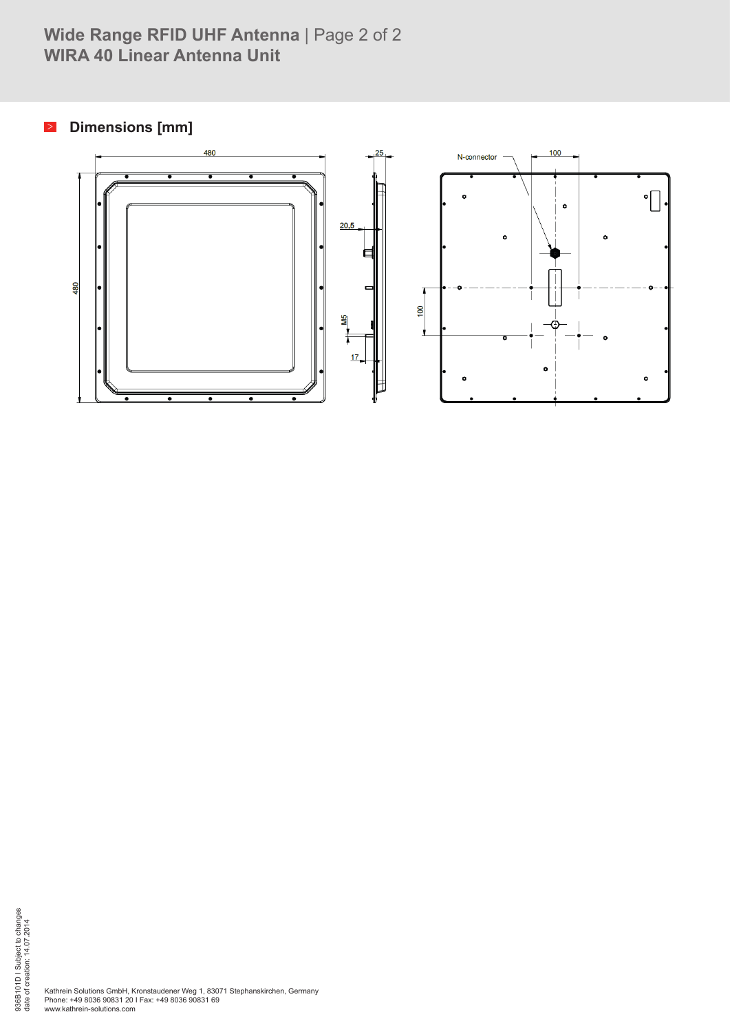## Dimensions [mm]

480

480

25

20,5

M5

17

N-connector

100

100

Kathrein Solutions GmbH, Kronstaudener Weg 1, 83071 Stephanskirchen, Germany
Phone: +49 8036 90831 20 I Fax: +49 8036 90831 69
www.kathrein-solutions.com

936B101D I Subject to changes
date of creation: 14.07.2014